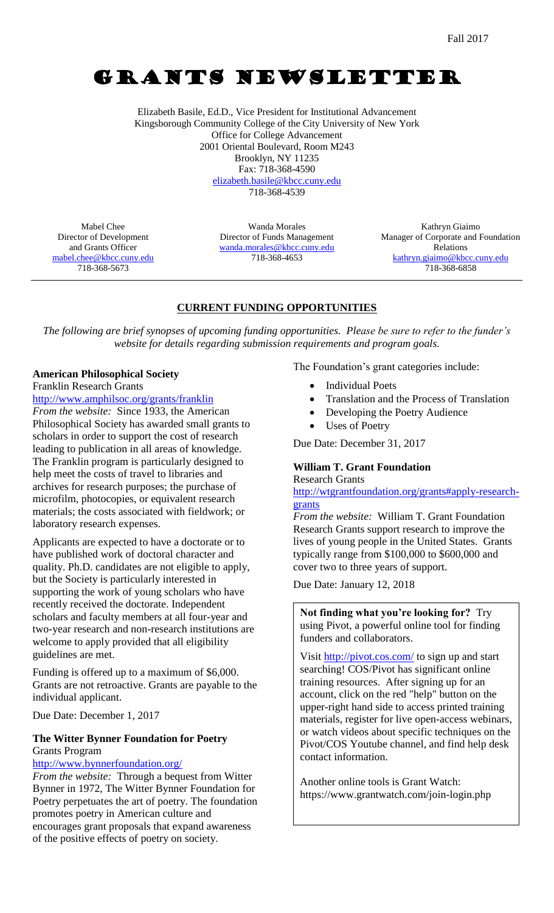Fall 2017

# GRANTS NEWSLETTER

Elizabeth Basile, Ed.D., Vice President for Institutional Advancement
Kingsborough Community College of the City University of New York
Office for College Advancement
2001 Oriental Boulevard, Room M243
Brooklyn, NY 11235
Fax: 718-368-4590
elizabeth.basile@kbcc.cuny.edu
718-368-4539

Mabel Chee
Director of Development and Grants Officer
mabel.chee@kbcc.cuny.edu
718-368-5673

Wanda Morales
Director of Funds Management
wanda.morales@kbcc.cuny.edu
718-368-4653

Kathryn Giaimo
Manager of Corporate and Foundation Relations
kathryn.giaimo@kbcc.cuny.edu
718-368-6858

## CURRENT FUNDING OPPORTUNITIES

*The following are brief synopses of upcoming funding opportunities. Please be sure to refer to the funder's website for details regarding submission requirements and program goals.*

### American Philosophical Society

Franklin Research Grants
http://www.amphilsoc.org/grants/franklin

*From the website:* Since 1933, the American Philosophical Society has awarded small grants to scholars in order to support the cost of research leading to publication in all areas of knowledge. The Franklin program is particularly designed to help meet the costs of travel to libraries and archives for research purposes; the purchase of microfilm, photocopies, or equivalent research materials; the costs associated with fieldwork; or laboratory research expenses.

Applicants are expected to have a doctorate or to have published work of doctoral character and quality. Ph.D. candidates are not eligible to apply, but the Society is particularly interested in supporting the work of young scholars who have recently received the doctorate. Independent scholars and faculty members at all four-year and two-year research and non-research institutions are welcome to apply provided that all eligibility guidelines are met.

Funding is offered up to a maximum of $6,000. Grants are not retroactive. Grants are payable to the individual applicant.

Due Date: December 1, 2017

### The Witter Bynner Foundation for Poetry

Grants Program
http://www.bynnerfoundation.org/

*From the website:* Through a bequest from Witter Bynner in 1972, The Witter Bynner Foundation for Poetry perpetuates the art of poetry. The foundation promotes poetry in American culture and encourages grant proposals that expand awareness of the positive effects of poetry on society.

The Foundation's grant categories include:

- Individual Poets
- Translation and the Process of Translation
- Developing the Poetry Audience
- Uses of Poetry

Due Date: December 31, 2017

### William T. Grant Foundation

Research Grants
http://wtgrantfoundation.org/grants#apply-research-grants

*From the website:* William T. Grant Foundation Research Grants support research to improve the lives of young people in the United States. Grants typically range from $100,000 to $600,000 and cover two to three years of support.

Due Date: January 12, 2018

**Not finding what you're looking for?** Try using Pivot, a powerful online tool for finding funders and collaborators.

Visit http://pivot.cos.com/ to sign up and start searching! COS/Pivot has significant online training resources. After signing up for an account, click on the red "help" button on the upper-right hand side to access printed training materials, register for live open-access webinars, or watch videos about specific techniques on the Pivot/COS Youtube channel, and find help desk contact information.

Another online tools is Grant Watch: https://www.grantwatch.com/join-login.php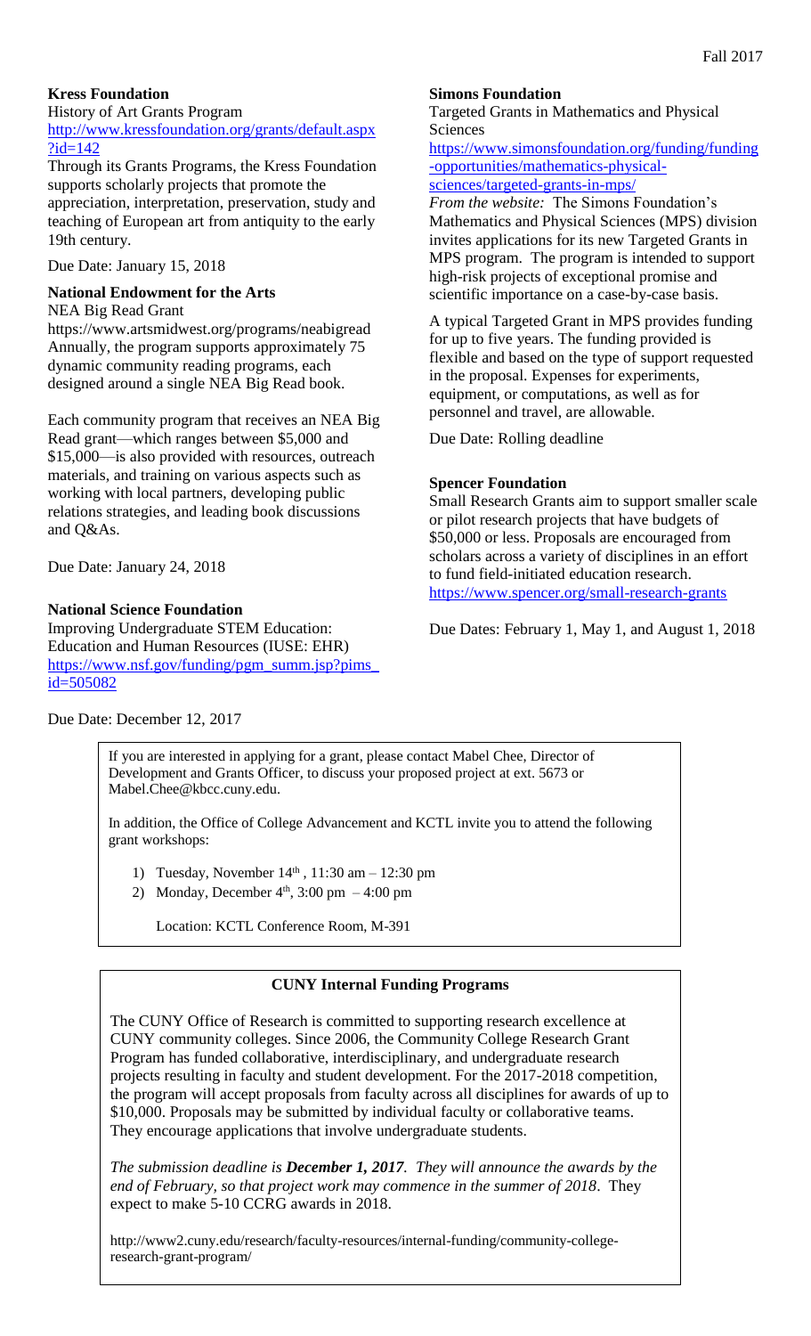**Kress Foundation**

History of Art Grants Program

http://www.kressfoundation.org/grants/default.aspx?id=142

Through its Grants Programs, the Kress Foundation supports scholarly projects that promote the appreciation, interpretation, preservation, study and teaching of European art from antiquity to the early 19th century.

Due Date: January 15, 2018

**National Endowment for the Arts**

NEA Big Read Grant

https://www.artsmidwest.org/programs/neabigread

Annually, the program supports approximately 75 dynamic community reading programs, each designed around a single NEA Big Read book.

Each community program that receives an NEA Big Read grant—which ranges between $5,000 and $15,000—is also provided with resources, outreach materials, and training on various aspects such as working with local partners, developing public relations strategies, and leading book discussions and Q&As.

Due Date: January 24, 2018

**National Science Foundation**

Improving Undergraduate STEM Education: Education and Human Resources (IUSE: EHR)

https://www.nsf.gov/funding/pgm_summ.jsp?pims_id=505082

Due Date: December 12, 2017

**Simons Foundation**

Targeted Grants in Mathematics and Physical Sciences

https://www.simonsfoundation.org/funding/funding-opportunities/mathematics-physical-sciences/targeted-grants-in-mps/

*From the website:* The Simons Foundation's Mathematics and Physical Sciences (MPS) division invites applications for its new Targeted Grants in MPS program. The program is intended to support high-risk projects of exceptional promise and scientific importance on a case-by-case basis.

A typical Targeted Grant in MPS provides funding for up to five years. The funding provided is flexible and based on the type of support requested in the proposal. Expenses for experiments, equipment, or computations, as well as for personnel and travel, are allowable.

Due Date: Rolling deadline

**Spencer Foundation**

Small Research Grants aim to support smaller scale or pilot research projects that have budgets of $50,000 or less. Proposals are encouraged from scholars across a variety of disciplines in an effort to fund field-initiated education research.

https://www.spencer.org/small-research-grants

Due Dates: February 1, May 1, and August 1, 2018

If you are interested in applying for a grant, please contact Mabel Chee, Director of Development and Grants Officer, to discuss your proposed project at ext. 5673 or Mabel.Chee@kbcc.cuny.edu.

In addition, the Office of College Advancement and KCTL invite you to attend the following grant workshops:

1) Tuesday, November 14th, 11:30 am – 12:30 pm
2) Monday, December 4th, 3:00 pm – 4:00 pm

Location: KCTL Conference Room, M-391

**CUNY Internal Funding Programs**

The CUNY Office of Research is committed to supporting research excellence at CUNY community colleges. Since 2006, the Community College Research Grant Program has funded collaborative, interdisciplinary, and undergraduate research projects resulting in faculty and student development. For the 2017-2018 competition, the program will accept proposals from faculty across all disciplines for awards of up to $10,000. Proposals may be submitted by individual faculty or collaborative teams. They encourage applications that involve undergraduate students.

*The submission deadline is **December 1, 2017**. They will announce the awards by the end of February, so that project work may commence in the summer of 2018*. They expect to make 5-10 CCRG awards in 2018.

http://www2.cuny.edu/research/faculty-resources/internal-funding/community-college-research-grant-program/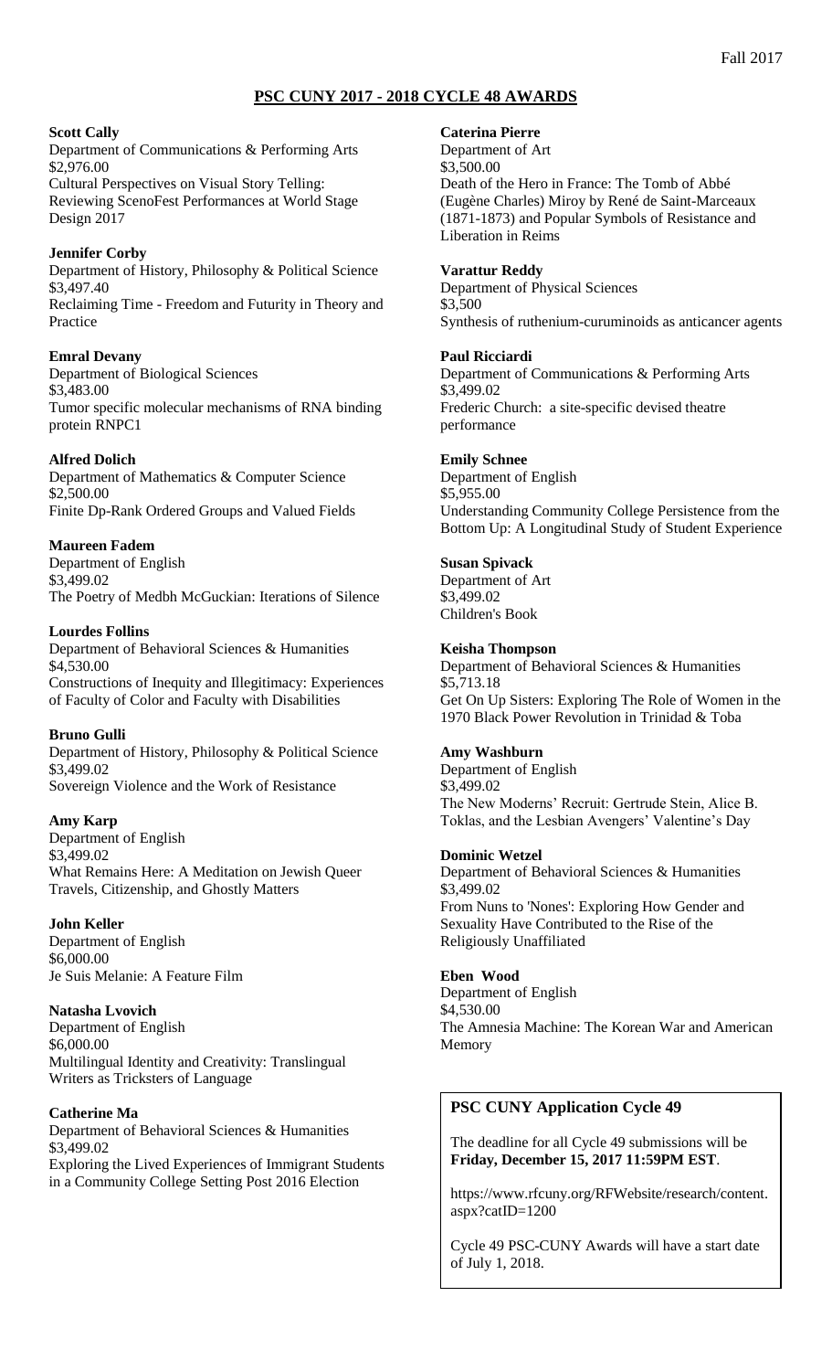## PSC CUNY 2017 - 2018 CYCLE 48 AWARDS

**Scott Cally**
Department of Communications & Performing Arts
$2,976.00
Cultural Perspectives on Visual Story Telling: Reviewing ScenoFest Performances at World Stage Design 2017

**Jennifer Corby**
Department of History, Philosophy & Political Science
$3,497.40
Reclaiming Time - Freedom and Futurity in Theory and Practice

**Emral Devany**
Department of Biological Sciences
$3,483.00
Tumor specific molecular mechanisms of RNA binding protein RNPC1

**Alfred Dolich**
Department of Mathematics & Computer Science
$2,500.00
Finite Dp-Rank Ordered Groups and Valued Fields

**Maureen Fadem**
Department of English
$3,499.02
The Poetry of Medbh McGuckian: Iterations of Silence

**Lourdes Follins**
Department of Behavioral Sciences & Humanities
$4,530.00
Constructions of Inequity and Illegitimacy: Experiences of Faculty of Color and Faculty with Disabilities

**Bruno Gulli**
Department of History, Philosophy & Political Science
$3,499.02
Sovereign Violence and the Work of Resistance

**Amy Karp**
Department of English
$3,499.02
What Remains Here: A Meditation on Jewish Queer Travels, Citizenship, and Ghostly Matters

**John Keller**
Department of English
$6,000.00
Je Suis Melanie: A Feature Film

**Natasha Lvovich**
Department of English
$6,000.00
Multilingual Identity and Creativity: Translingual Writers as Tricksters of Language

**Catherine Ma**
Department of Behavioral Sciences & Humanities
$3,499.02
Exploring the Lived Experiences of Immigrant Students in a Community College Setting Post 2016 Election

**Caterina Pierre**
Department of Art
$3,500.00
Death of the Hero in France: The Tomb of Abbé (Eugène Charles) Miroy by René de Saint-Marceaux (1871-1873) and Popular Symbols of Resistance and Liberation in Reims

**Varattur Reddy**
Department of Physical Sciences
$3,500
Synthesis of ruthenium-curuminoids as anticancer agents

**Paul Ricciardi**
Department of Communications & Performing Arts
$3,499.02
Frederic Church: a site-specific devised theatre performance

**Emily Schnee**
Department of English
$5,955.00
Understanding Community College Persistence from the Bottom Up: A Longitudinal Study of Student Experience

**Susan Spivack**
Department of Art
$3,499.02
Children's Book

**Keisha Thompson**
Department of Behavioral Sciences & Humanities
$5,713.18
Get On Up Sisters: Exploring The Role of Women in the 1970 Black Power Revolution in Trinidad & Toba

**Amy Washburn**
Department of English
$3,499.02
The New Moderns' Recruit: Gertrude Stein, Alice B. Toklas, and the Lesbian Avengers' Valentine's Day

**Dominic Wetzel**
Department of Behavioral Sciences & Humanities
$3,499.02
From Nuns to 'Nones': Exploring How Gender and Sexuality Have Contributed to the Rise of the Religiously Unaffiliated

**Eben Wood**
Department of English
$4,530.00
The Amnesia Machine: The Korean War and American Memory

### PSC CUNY Application Cycle 49

The deadline for all Cycle 49 submissions will be **Friday, December 15, 2017 11:59PM EST**.

https://www.rfcuny.org/RFWebsite/research/content.aspx?catID=1200

Cycle 49 PSC-CUNY Awards will have a start date of July 1, 2018.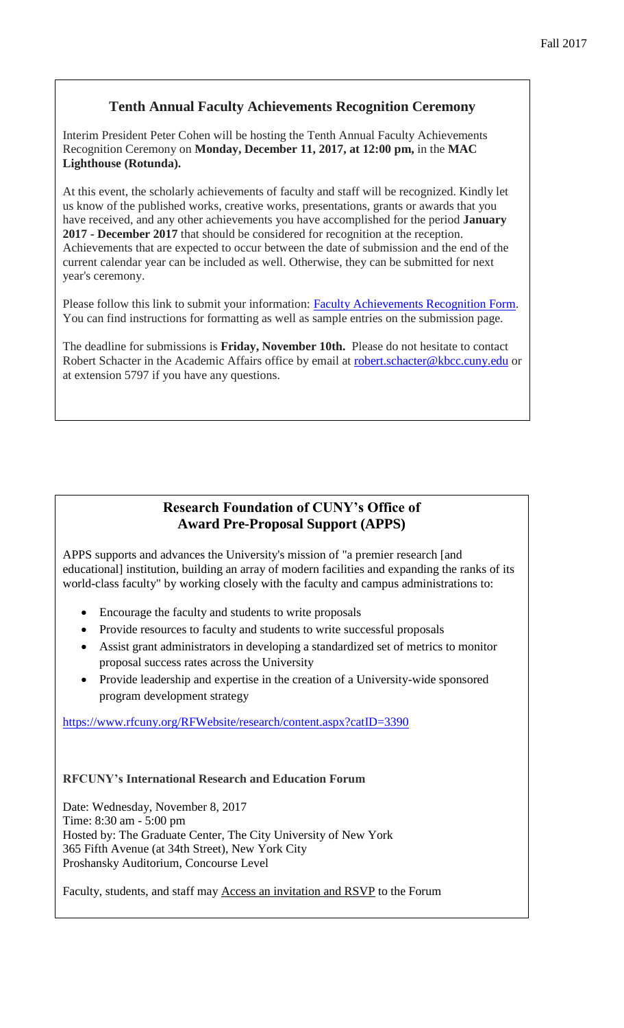## Tenth Annual Faculty Achievements Recognition Ceremony

Interim President Peter Cohen will be hosting the Tenth Annual Faculty Achievements Recognition Ceremony on **Monday, December 11, 2017, at 12:00 pm,** in the **MAC Lighthouse (Rotunda).**

At this event, the scholarly achievements of faculty and staff will be recognized. Kindly let us know of the published works, creative works, presentations, grants or awards that you have received, and any other achievements you have accomplished for the period **January 2017 - December 2017** that should be considered for recognition at the reception. Achievements that are expected to occur between the date of submission and the end of the current calendar year can be included as well. Otherwise, they can be submitted for next year's ceremony.

Please follow this link to submit your information: Faculty Achievements Recognition Form. You can find instructions for formatting as well as sample entries on the submission page.

The deadline for submissions is **Friday, November 10th.** Please do not hesitate to contact Robert Schacter in the Academic Affairs office by email at robert.schacter@kbcc.cuny.edu or at extension 5797 if you have any questions.

## Research Foundation of CUNY's Office of Award Pre-Proposal Support (APPS)

APPS supports and advances the University's mission of "a premier research [and educational] institution, building an array of modern facilities and expanding the ranks of its world-class faculty" by working closely with the faculty and campus administrations to:

- Encourage the faculty and students to write proposals
- Provide resources to faculty and students to write successful proposals
- Assist grant administrators in developing a standardized set of metrics to monitor proposal success rates across the University
- Provide leadership and expertise in the creation of a University-wide sponsored program development strategy

https://www.rfcuny.org/RFWebsite/research/content.aspx?catID=3390

**RFCUNY's International Research and Education Forum**

Date: Wednesday, November 8, 2017
Time: 8:30 am - 5:00 pm
Hosted by: The Graduate Center, The City University of New York
365 Fifth Avenue (at 34th Street), New York City
Proshansky Auditorium, Concourse Level

Faculty, students, and staff may Access an invitation and RSVP to the Forum